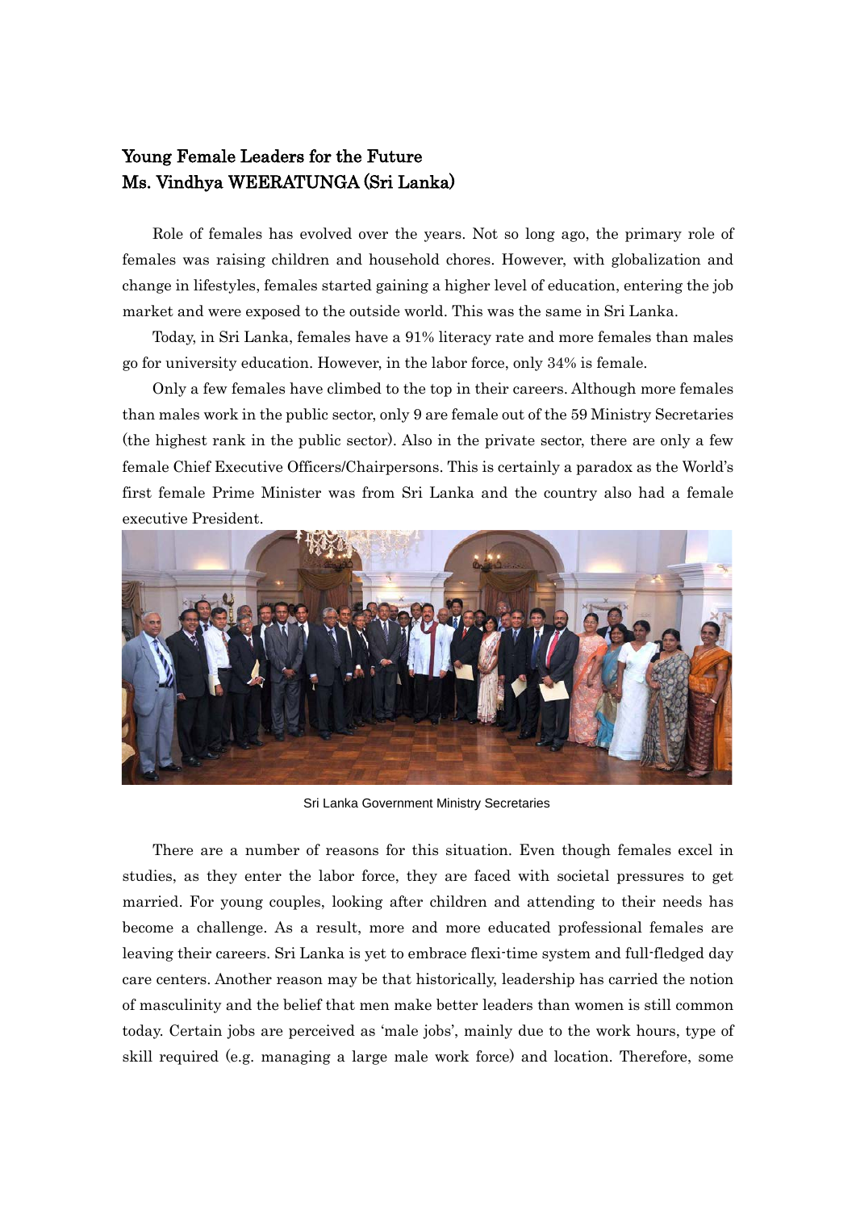# Young Female Leaders for the Future
## Ms. Vindhya WEERATUNGA (Sri Lanka)

Role of females has evolved over the years. Not so long ago, the primary role of females was raising children and household chores. However, with globalization and change in lifestyles, females started gaining a higher level of education, entering the job market and were exposed to the outside world. This was the same in Sri Lanka.

Today, in Sri Lanka, females have a 91% literacy rate and more females than males go for university education. However, in the labor force, only 34% is female.

Only a few females have climbed to the top in their careers. Although more females than males work in the public sector, only 9 are female out of the 59 Ministry Secretaries (the highest rank in the public sector). Also in the private sector, there are only a few female Chief Executive Officers/Chairpersons. This is certainly a paradox as the World's first female Prime Minister was from Sri Lanka and the country also had a female executive President.

Sri Lanka Government Ministry Secretaries

There are a number of reasons for this situation. Even though females excel in studies, as they enter the labor force, they are faced with societal pressures to get married. For young couples, looking after children and attending to their needs has become a challenge. As a result, more and more educated professional females are leaving their careers. Sri Lanka is yet to embrace flexi-time system and full-fledged day care centers. Another reason may be that historically, leadership has carried the notion of masculinity and the belief that men make better leaders than women is still common today. Certain jobs are perceived as 'male jobs', mainly due to the work hours, type of skill required (e.g. managing a large male work force) and location. Therefore, some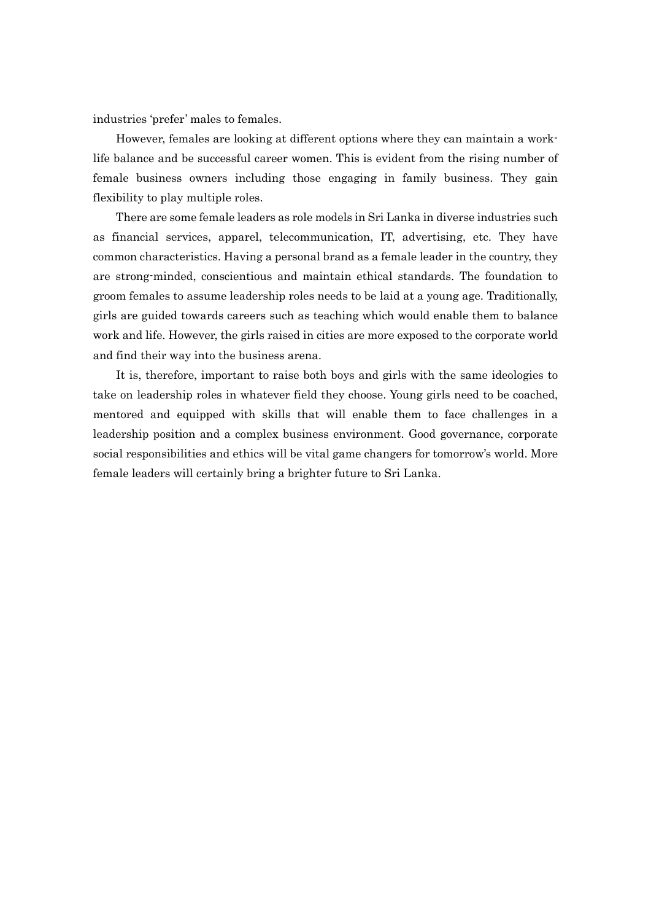industries 'prefer' males to females.

However, females are looking at different options where they can maintain a work-life balance and be successful career women. This is evident from the rising number of female business owners including those engaging in family business. They gain flexibility to play multiple roles.

There are some female leaders as role models in Sri Lanka in diverse industries such as financial services, apparel, telecommunication, IT, advertising, etc. They have common characteristics. Having a personal brand as a female leader in the country, they are strong-minded, conscientious and maintain ethical standards. The foundation to groom females to assume leadership roles needs to be laid at a young age. Traditionally, girls are guided towards careers such as teaching which would enable them to balance work and life. However, the girls raised in cities are more exposed to the corporate world and find their way into the business arena.

It is, therefore, important to raise both boys and girls with the same ideologies to take on leadership roles in whatever field they choose. Young girls need to be coached, mentored and equipped with skills that will enable them to face challenges in a leadership position and a complex business environment. Good governance, corporate social responsibilities and ethics will be vital game changers for tomorrow's world. More female leaders will certainly bring a brighter future to Sri Lanka.